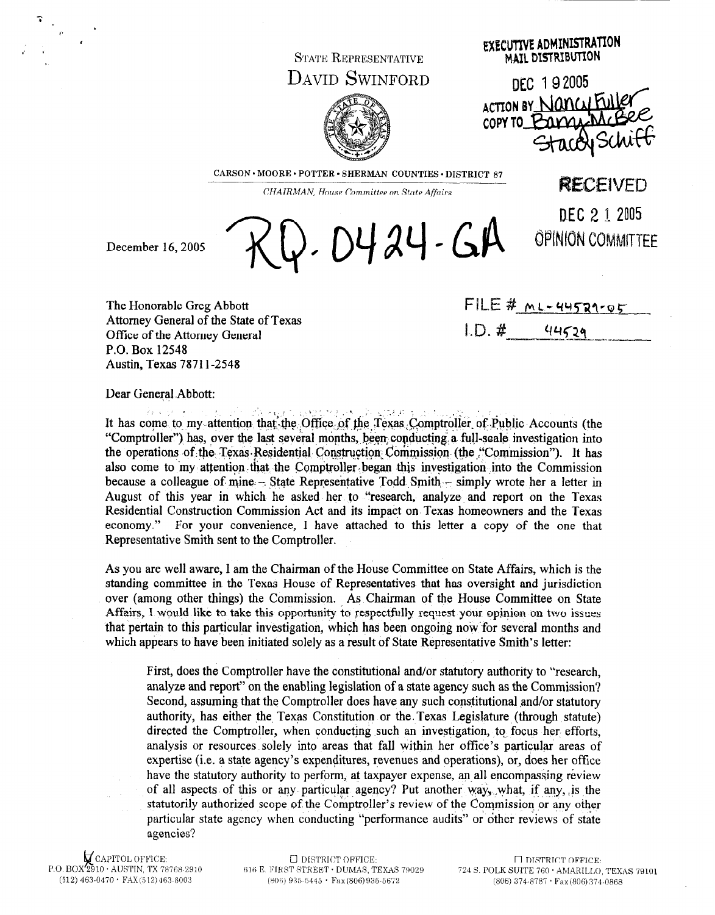STATE REPRESENTATIVE
DAVID SWINFORD

EXECUTIVE ADMINISTRATION
MAIL DISTRIBUTION

DEC 19 2005
ACTION BY Nancy Fuller
COPY TO Barry McBee
Stacey Schiff

CARSON · MOORE · POTTER · SHERMAN COUNTIES · DISTRICT 87

*CHAIRMAN, House Committee on State Affairs*

RECEIVED
DEC 21 2005
OPINION COMMITTEE

December 16, 2005

RQ-0424-GA

FILE # ML-44529-05
I.D. # 44529

The Honorable Greg Abbott
Attorney General of the State of Texas
Office of the Attorney General
P.O. Box 12548
Austin, Texas 78711-2548

Dear General Abbott:

It has come to my attention that the Office of the Texas Comptroller of Public Accounts (the "Comptroller") has, over the last several months, been conducting a full-scale investigation into the operations of the Texas Residential Construction Commission (the "Commission"). It has also come to my attention that the Comptroller began this investigation into the Commission because a colleague of mine – State Representative Todd Smith – simply wrote her a letter in August of this year in which he asked her to "research, analyze and report on the Texas Residential Construction Commission Act and its impact on Texas homeowners and the Texas economy." For your convenience, I have attached to this letter a copy of the one that Representative Smith sent to the Comptroller.

As you are well aware, I am the Chairman of the House Committee on State Affairs, which is the standing committee in the Texas House of Representatives that has oversight and jurisdiction over (among other things) the Commission. As Chairman of the House Committee on State Affairs, I would like to take this opportunity to respectfully request your opinion on two issues that pertain to this particular investigation, which has been ongoing now for several months and which appears to have been initiated solely as a result of State Representative Smith's letter:

> First, does the Comptroller have the constitutional and/or statutory authority to "research, analyze and report" on the enabling legislation of a state agency such as the Commission? Second, assuming that the Comptroller does have any such constitutional and/or statutory authority, has either the Texas Constitution or the Texas Legislature (through statute) directed the Comptroller, when conducting such an investigation, to focus her efforts, analysis or resources solely into areas that fall within her office's particular areas of expertise (i.e. a state agency's expenditures, revenues and operations), or, does her office have the statutory authority to perform, at taxpayer expense, an all encompassing review of all aspects of this or any particular agency? Put another way, what, if any, is the statutorily authorized scope of the Comptroller's review of the Commission or any other particular state agency when conducting "performance audits" or other reviews of state agencies?

☒ CAPITOL OFFICE:
P.O. BOX 2910 · AUSTIN, TX 78768-2910
(512) 463-0470 · FAX (512) 463-8003

☐ DISTRICT OFFICE:
616 E. FIRST STREET · DUMAS, TEXAS 79029
(806) 935-5445 · Fax (806) 935-5672

☐ DISTRICT OFFICE:
724 S. POLK SUITE 760 · AMARILLO, TEXAS 79101
(806) 374-8787 · Fax (806) 374-0868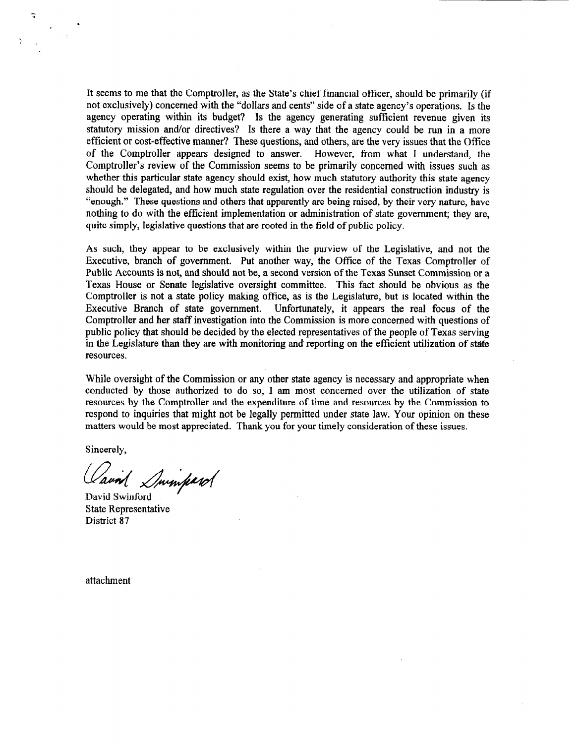It seems to me that the Comptroller, as the State's chief financial officer, should be primarily (if not exclusively) concerned with the "dollars and cents" side of a state agency's operations. Is the agency operating within its budget? Is the agency generating sufficient revenue given its statutory mission and/or directives? Is there a way that the agency could be run in a more efficient or cost-effective manner? These questions, and others, are the very issues that the Office of the Comptroller appears designed to answer. However, from what I understand, the Comptroller's review of the Commission seems to be primarily concerned with issues such as whether this particular state agency should exist, how much statutory authority this state agency should be delegated, and how much state regulation over the residential construction industry is "enough." These questions and others that apparently are being raised, by their very nature, have nothing to do with the efficient implementation or administration of state government; they are, quite simply, legislative questions that are rooted in the field of public policy.

As such, they appear to be exclusively within the purview of the Legislative, and not the Executive, branch of government. Put another way, the Office of the Texas Comptroller of Public Accounts is not, and should not be, a second version of the Texas Sunset Commission or a Texas House or Senate legislative oversight committee. This fact should be obvious as the Comptroller is not a state policy making office, as is the Legislature, but is located within the Executive Branch of state government. Unfortunately, it appears the real focus of the Comptroller and her staff investigation into the Commission is more concerned with questions of public policy that should be decided by the elected representatives of the people of Texas serving in the Legislature than they are with monitoring and reporting on the efficient utilization of state resources.

While oversight of the Commission or any other state agency is necessary and appropriate when conducted by those authorized to do so, I am most concerned over the utilization of state resources by the Comptroller and the expenditure of time and resources by the Commission to respond to inquiries that might not be legally permitted under state law. Your opinion on these matters would be most appreciated. Thank you for your timely consideration of these issues.

Sincerely,

David Swinford

David Swinford
State Representative
District 87

attachment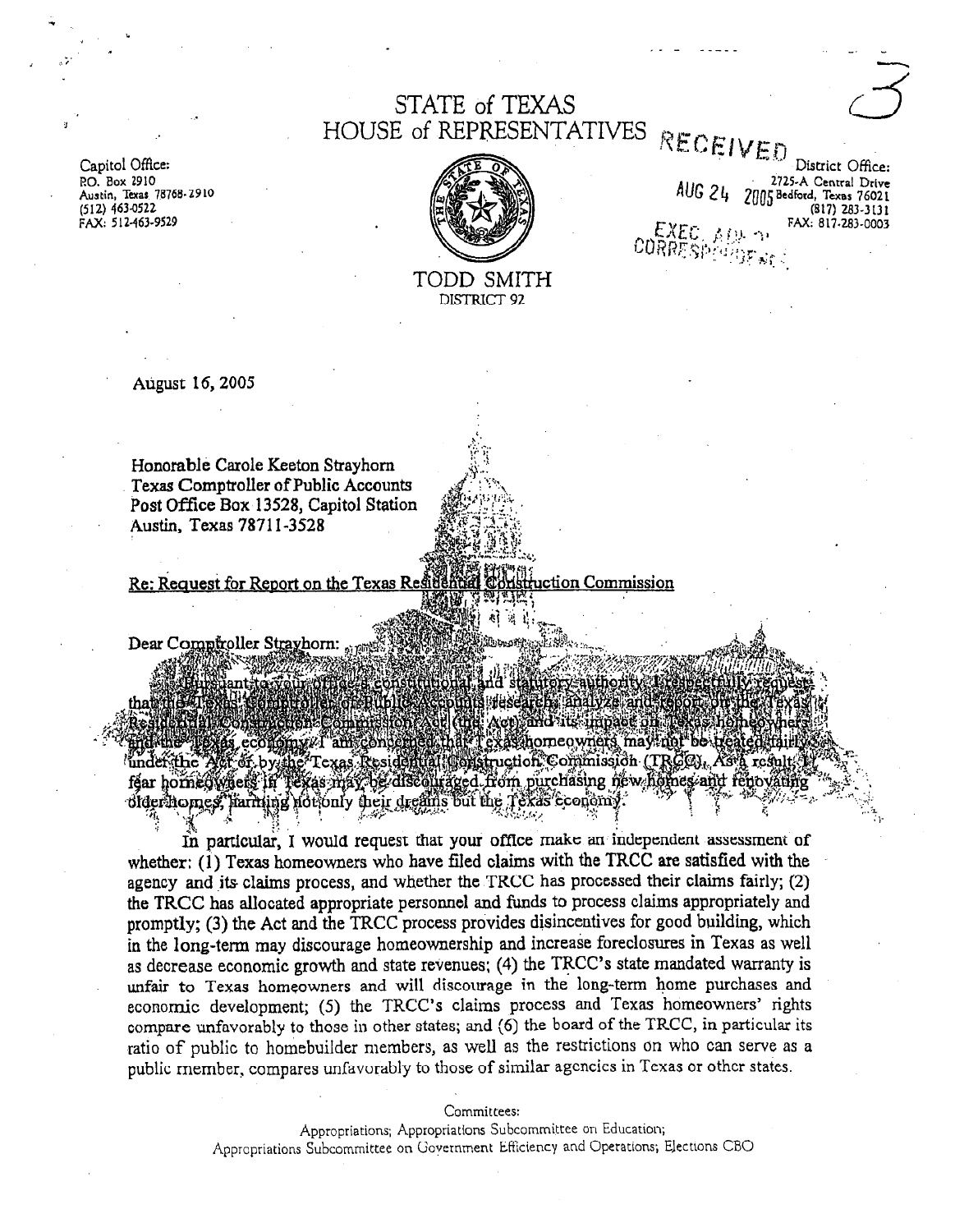# STATE of TEXAS
# HOUSE of REPRESENTATIVES

RECEIVED

AUG 24 2005

EXEC. ADM. CORRESPONDENCE

Capitol Office:
P.O. Box 2910
Austin, Texas 78768-2910
(512) 463-0522
FAX: 512-463-9529

TODD SMITH
DISTRICT 92

District Office:
2725-A Central Drive
Bedford, Texas 76021
(817) 283-3131
FAX: 817-283-0003

August 16, 2005

Honorable Carole Keeton Strayhorn
Texas Comptroller of Public Accounts
Post Office Box 13528, Capitol Station
Austin, Texas 78711-3528

Re: Request for Report on the Texas Residential Construction Commission

Dear Comptroller Strayhorn:

Pursuant to your office's constitutional and statutory authority, I respectfully request that the Texas Comptroller of Public Accounts research, analyze and report on the Texas Residential Construction Commission Act (the Act) and its impact on Texas homeowners and the Texas economy. I am concerned that Texas homeowners may not be treated fairly under the Act or by the Texas Residential Construction Commission (TRCC). As a result, I fear homeowners in Texas may be discouraged from purchasing new homes and renovating older homes, harming not only their dreams but the Texas economy.

In particular, I would request that your office make an independent assessment of whether: (1) Texas homeowners who have filed claims with the TRCC are satisfied with the agency and its claims process, and whether the TRCC has processed their claims fairly; (2) the TRCC has allocated appropriate personnel and funds to process claims appropriately and promptly; (3) the Act and the TRCC process provides disincentives for good building, which in the long-term may discourage homeownership and increase foreclosures in Texas as well as decrease economic growth and state revenues; (4) the TRCC's state mandated warranty is unfair to Texas homeowners and will discourage in the long-term home purchases and economic development; (5) the TRCC's claims process and Texas homeowners' rights compare unfavorably to those in other states; and (6) the board of the TRCC, in particular its ratio of public to homebuilder members, as well as the restrictions on who can serve as a public member, compares unfavorably to those of similar agencies in Texas or other states.

Committees:
Appropriations; Appropriations Subcommittee on Education;
Appropriations Subcommittee on Government Efficiency and Operations; Elections CBO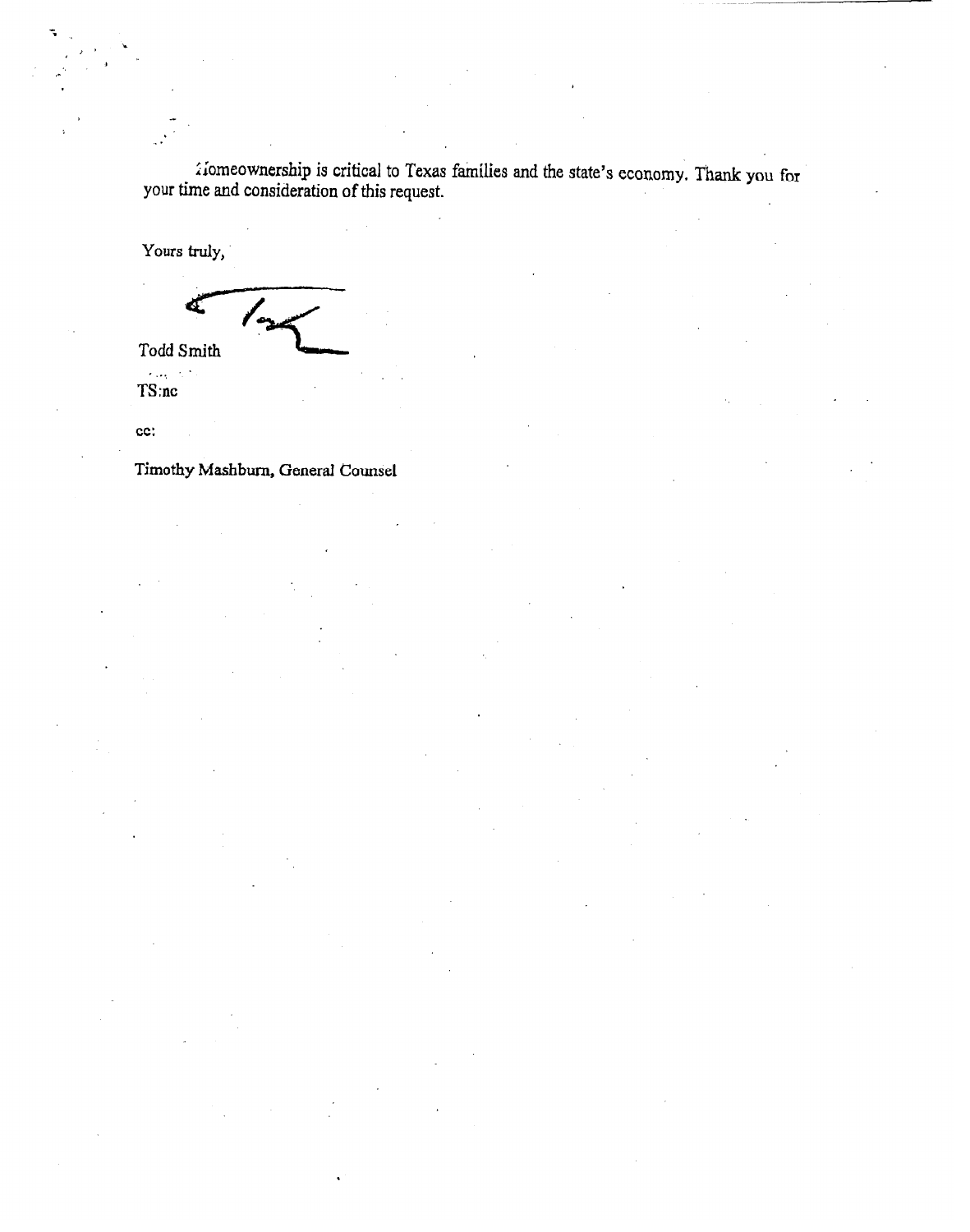Homeownership is critical to Texas families and the state's economy. Thank you for your time and consideration of this request.

Yours truly,

Todd Smith

TS:nc

cc:

Timothy Mashburn, General Counsel